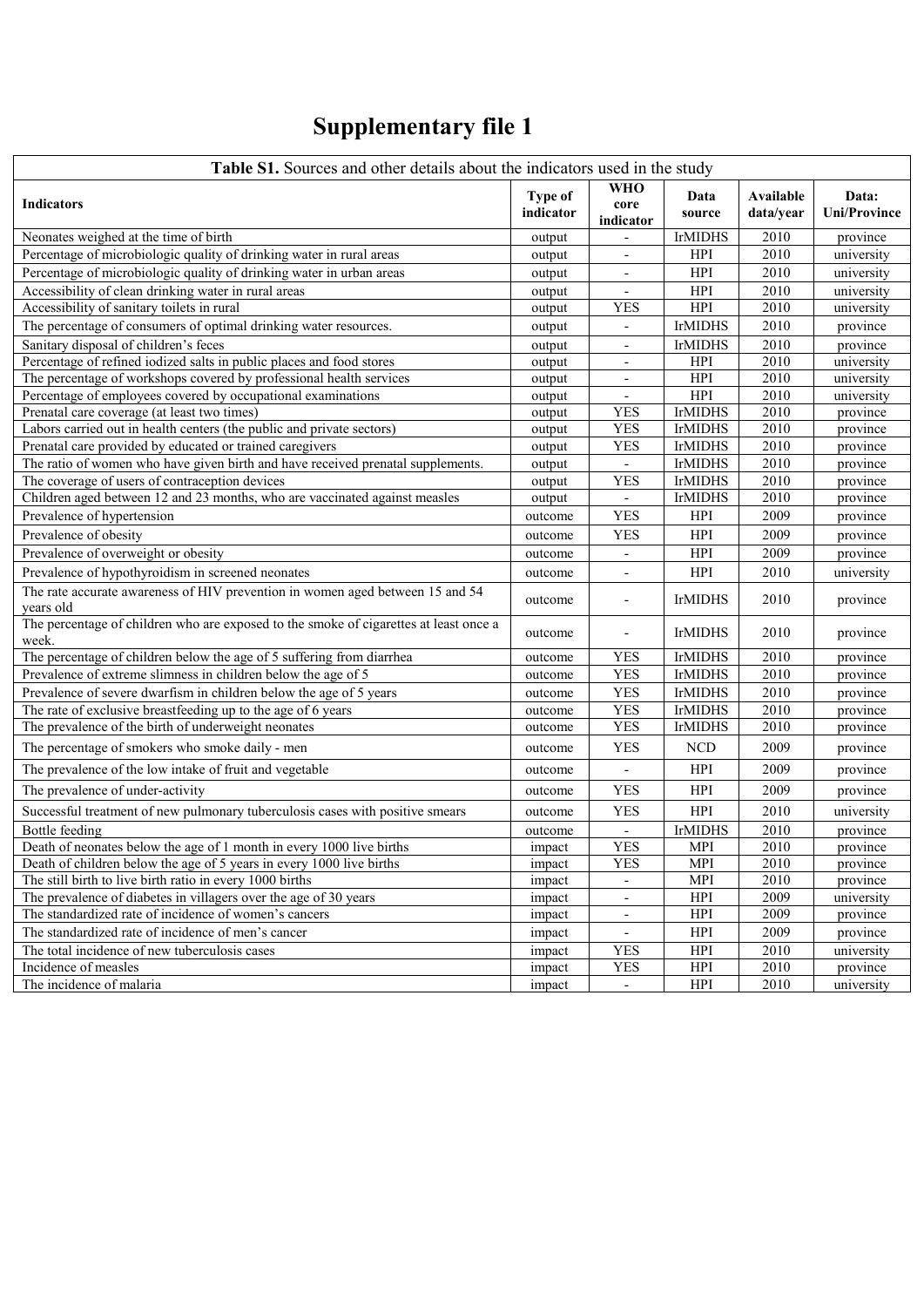# Supplementary file 1

**Table S1.** Sources and other details about the indicators used in the study

| Indicators | Type of indicator | WHO core indicator | Data source | Available data/year | Data: Uni/Province |
|---|---|---|---|---|---|
| Neonates weighed at the time of birth | output | - | IrMIDHS | 2010 | province |
| Percentage of microbiologic quality of drinking water in rural areas | output | - | HPI | 2010 | university |
| Percentage of microbiologic quality of drinking water in urban areas | output | - | HPI | 2010 | university |
| Accessibility of clean drinking water in rural areas | output | - | HPI | 2010 | university |
| Accessibility of sanitary toilets in rural | output | YES | HPI | 2010 | university |
| The percentage of consumers of optimal drinking water resources. | output | - | IrMIDHS | 2010 | province |
| Sanitary disposal of children's feces | output | - | IrMIDHS | 2010 | province |
| Percentage of refined iodized salts in public places and food stores | output | - | HPI | 2010 | university |
| The percentage of workshops covered by professional health services | output | - | HPI | 2010 | university |
| Percentage of employees covered by occupational examinations | output | - | HPI | 2010 | university |
| Prenatal care coverage (at least two times) | output | YES | IrMIDHS | 2010 | province |
| Labors carried out in health centers (the public and private sectors) | output | YES | IrMIDHS | 2010 | province |
| Prenatal care provided by educated or trained caregivers | output | YES | IrMIDHS | 2010 | province |
| The ratio of women who have given birth and have received prenatal supplements. | output | - | IrMIDHS | 2010 | province |
| The coverage of users of contraception devices | output | YES | IrMIDHS | 2010 | province |
| Children aged between 12 and 23 months, who are vaccinated against measles | output | - | IrMIDHS | 2010 | province |
| Prevalence of hypertension | outcome | YES | HPI | 2009 | province |
| Prevalence of obesity | outcome | YES | HPI | 2009 | province |
| Prevalence of overweight or obesity | outcome | - | HPI | 2009 | province |
| Prevalence of hypothyroidism in screened neonates | outcome | - | HPI | 2010 | university |
| The rate accurate awareness of HIV prevention in women aged between 15 and 54 years old | outcome | - | IrMIDHS | 2010 | province |
| The percentage of children who are exposed to the smoke of cigarettes at least once a week. | outcome | - | IrMIDHS | 2010 | province |
| The percentage of children below the age of 5 suffering from diarrhea | outcome | YES | IrMIDHS | 2010 | province |
| Prevalence of extreme slimness in children below the age of 5 | outcome | YES | IrMIDHS | 2010 | province |
| Prevalence of severe dwarfism in children below the age of 5 years | outcome | YES | IrMIDHS | 2010 | province |
| The rate of exclusive breastfeeding up to the age of 6 years | outcome | YES | IrMIDHS | 2010 | province |
| The prevalence of the birth of underweight neonates | outcome | YES | IrMIDHS | 2010 | province |
| The percentage of smokers who smoke daily - men | outcome | YES | NCD | 2009 | province |
| The prevalence of the low intake of fruit and vegetable | outcome | - | HPI | 2009 | province |
| The prevalence of under-activity | outcome | YES | HPI | 2009 | province |
| Successful treatment of new pulmonary tuberculosis cases with positive smears | outcome | YES | HPI | 2010 | university |
| Bottle feeding | outcome | - | IrMIDHS | 2010 | province |
| Death of neonates below the age of 1 month in every 1000 live births | impact | YES | MPI | 2010 | province |
| Death of children below the age of 5 years in every 1000 live births | impact | YES | MPI | 2010 | province |
| The still birth to live birth ratio in every 1000 births | impact | - | MPI | 2010 | province |
| The prevalence of diabetes in villagers over the age of 30 years | impact | - | HPI | 2009 | university |
| The standardized rate of incidence of women's cancers | impact | - | HPI | 2009 | province |
| The standardized rate of incidence of men's cancer | impact | - | HPI | 2009 | province |
| The total incidence of new tuberculosis cases | impact | YES | HPI | 2010 | university |
| Incidence of measles | impact | YES | HPI | 2010 | province |
| The incidence of malaria | impact | - | HPI | 2010 | university |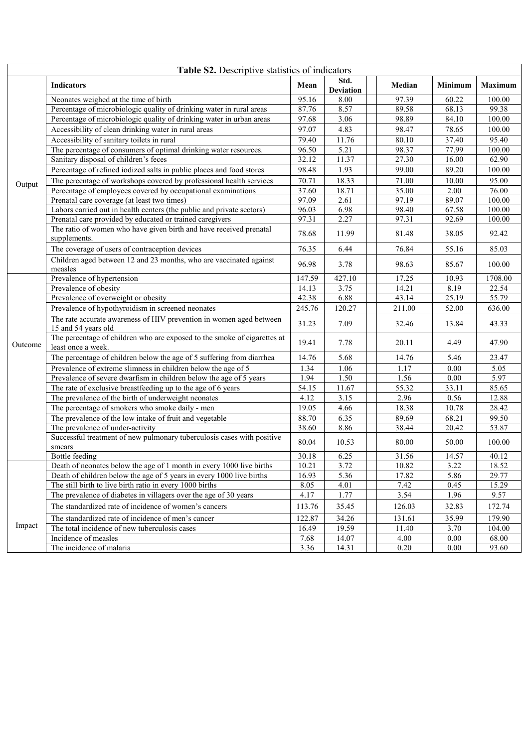**Table S2.** Descriptive statistics of indicators

| | Indicators | Mean | Std. Deviation | Median | Minimum | Maximum |
|---|---|---|---|---|---|---|
| Output | Neonates weighed at the time of birth | 95.16 | 8.00 | 97.39 | 60.22 | 100.00 |
| | Percentage of microbiologic quality of drinking water in rural areas | 87.76 | 8.57 | 89.58 | 68.13 | 99.38 |
| | Percentage of microbiologic quality of drinking water in urban areas | 97.68 | 3.06 | 98.89 | 84.10 | 100.00 |
| | Accessibility of clean drinking water in rural areas | 97.07 | 4.83 | 98.47 | 78.65 | 100.00 |
| | Accessibility of sanitary toilets in rural | 79.40 | 11.76 | 80.10 | 37.40 | 95.40 |
| | The percentage of consumers of optimal drinking water resources. | 96.50 | 5.21 | 98.37 | 77.99 | 100.00 |
| | Sanitary disposal of children's feces | 32.12 | 11.37 | 27.30 | 16.00 | 62.90 |
| | Percentage of refined iodized salts in public places and food stores | 98.48 | 1.93 | 99.00 | 89.20 | 100.00 |
| | The percentage of workshops covered by professional health services | 70.71 | 18.33 | 71.00 | 10.00 | 95.00 |
| | Percentage of employees covered by occupational examinations | 37.60 | 18.71 | 35.00 | 2.00 | 76.00 |
| | Prenatal care coverage (at least two times) | 97.09 | 2.61 | 97.19 | 89.07 | 100.00 |
| | Labors carried out in health centers (the public and private sectors) | 96.03 | 6.98 | 98.40 | 67.58 | 100.00 |
| | Prenatal care provided by educated or trained caregivers | 97.31 | 2.27 | 97.31 | 92.69 | 100.00 |
| | The ratio of women who have given birth and have received prenatal supplements. | 78.68 | 11.99 | 81.48 | 38.05 | 92.42 |
| | The coverage of users of contraception devices | 76.35 | 6.44 | 76.84 | 55.16 | 85.03 |
| | Children aged between 12 and 23 months, who are vaccinated against measles | 96.98 | 3.78 | 98.63 | 85.67 | 100.00 |
| Outcome | Prevalence of hypertension | 147.59 | 427.10 | 17.25 | 10.93 | 1708.00 |
| | Prevalence of obesity | 14.13 | 3.75 | 14.21 | 8.19 | 22.54 |
| | Prevalence of overweight or obesity | 42.38 | 6.88 | 43.14 | 25.19 | 55.79 |
| | Prevalence of hypothyroidism in screened neonates | 245.76 | 120.27 | 211.00 | 52.00 | 636.00 |
| | The rate accurate awareness of HIV prevention in women aged between 15 and 54 years old | 31.23 | 7.09 | 32.46 | 13.84 | 43.33 |
| | The percentage of children who are exposed to the smoke of cigarettes at least once a week. | 19.41 | 7.78 | 20.11 | 4.49 | 47.90 |
| | The percentage of children below the age of 5 suffering from diarrhea | 14.76 | 5.68 | 14.76 | 5.46 | 23.47 |
| | Prevalence of extreme slimness in children below the age of 5 | 1.34 | 1.06 | 1.17 | 0.00 | 5.05 |
| | Prevalence of severe dwarfism in children below the age of 5 years | 1.94 | 1.50 | 1.56 | 0.00 | 5.97 |
| | The rate of exclusive breastfeeding up to the age of 6 years | 54.15 | 11.67 | 55.32 | 33.11 | 85.65 |
| | The prevalence of the birth of underweight neonates | 4.12 | 3.15 | 2.96 | 0.56 | 12.88 |
| | The percentage of smokers who smoke daily - men | 19.05 | 4.66 | 18.38 | 10.78 | 28.42 |
| | The prevalence of the low intake of fruit and vegetable | 88.70 | 6.35 | 89.69 | 68.21 | 99.50 |
| | The prevalence of under-activity | 38.60 | 8.86 | 38.44 | 20.42 | 53.87 |
| | Successful treatment of new pulmonary tuberculosis cases with positive smears | 80.04 | 10.53 | 80.00 | 50.00 | 100.00 |
| | Bottle feeding | 30.18 | 6.25 | 31.56 | 14.57 | 40.12 |
| Impact | Death of neonates below the age of 1 month in every 1000 live births | 10.21 | 3.72 | 10.82 | 3.22 | 18.52 |
| | Death of children below the age of 5 years in every 1000 live births | 16.93 | 5.36 | 17.82 | 5.86 | 29.77 |
| | The still birth to live birth ratio in every 1000 births | 8.05 | 4.01 | 7.42 | 0.45 | 15.29 |
| | The prevalence of diabetes in villagers over the age of 30 years | 4.17 | 1.77 | 3.54 | 1.96 | 9.57 |
| | The standardized rate of incidence of women's cancers | 113.76 | 35.45 | 126.03 | 32.83 | 172.74 |
| | The standardized rate of incidence of men's cancer | 122.87 | 34.26 | 131.61 | 35.99 | 179.90 |
| | The total incidence of new tuberculosis cases | 16.49 | 19.59 | 11.40 | 3.70 | 104.00 |
| | Incidence of measles | 7.68 | 14.07 | 4.00 | 0.00 | 68.00 |
| | The incidence of malaria | 3.36 | 14.31 | 0.20 | 0.00 | 93.60 |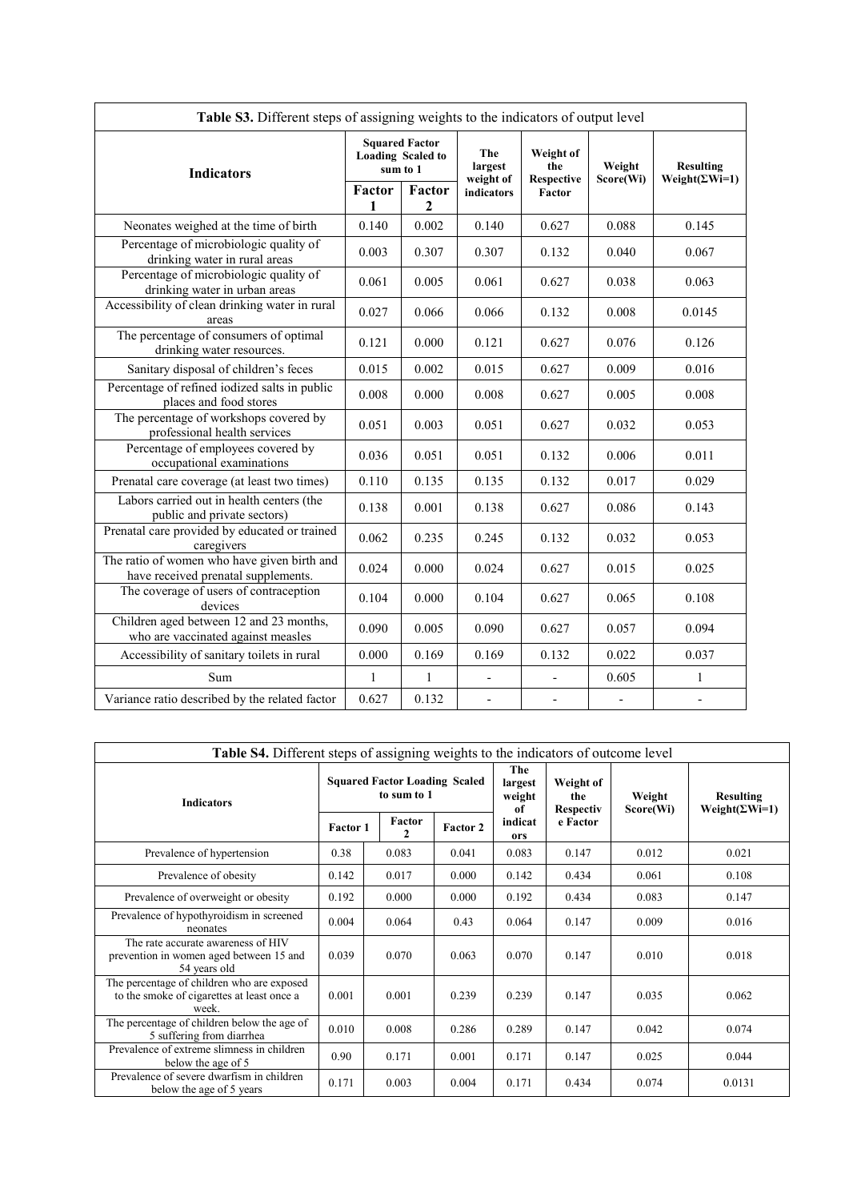| **Table S3.** Different steps of assigning weights to the indicators of output level | | | | | | |
|---|---|---|---|---|---|---|
| **Indicators** | **Squared Factor Loading Scaled to sum to 1** | | **The largest weight of indicators** | **Weight of the Respective Factor** | **Weight Score(Wi)** | **Resulting Weight(ΣWi=1)** |
| | **Factor 1** | **Factor 2** | | | | |
| Neonates weighed at the time of birth | 0.140 | 0.002 | 0.140 | 0.627 | 0.088 | 0.145 |
| Percentage of microbiologic quality of drinking water in rural areas | 0.003 | 0.307 | 0.307 | 0.132 | 0.040 | 0.067 |
| Percentage of microbiologic quality of drinking water in urban areas | 0.061 | 0.005 | 0.061 | 0.627 | 0.038 | 0.063 |
| Accessibility of clean drinking water in rural areas | 0.027 | 0.066 | 0.066 | 0.132 | 0.008 | 0.0145 |
| The percentage of consumers of optimal drinking water resources. | 0.121 | 0.000 | 0.121 | 0.627 | 0.076 | 0.126 |
| Sanitary disposal of children's feces | 0.015 | 0.002 | 0.015 | 0.627 | 0.009 | 0.016 |
| Percentage of refined iodized salts in public places and food stores | 0.008 | 0.000 | 0.008 | 0.627 | 0.005 | 0.008 |
| The percentage of workshops covered by professional health services | 0.051 | 0.003 | 0.051 | 0.627 | 0.032 | 0.053 |
| Percentage of employees covered by occupational examinations | 0.036 | 0.051 | 0.051 | 0.132 | 0.006 | 0.011 |
| Prenatal care coverage (at least two times) | 0.110 | 0.135 | 0.135 | 0.132 | 0.017 | 0.029 |
| Labors carried out in health centers (the public and private sectors) | 0.138 | 0.001 | 0.138 | 0.627 | 0.086 | 0.143 |
| Prenatal care provided by educated or trained caregivers | 0.062 | 0.235 | 0.245 | 0.132 | 0.032 | 0.053 |
| The ratio of women who have given birth and have received prenatal supplements. | 0.024 | 0.000 | 0.024 | 0.627 | 0.015 | 0.025 |
| The coverage of users of contraception devices | 0.104 | 0.000 | 0.104 | 0.627 | 0.065 | 0.108 |
| Children aged between 12 and 23 months, who are vaccinated against measles | 0.090 | 0.005 | 0.090 | 0.627 | 0.057 | 0.094 |
| Accessibility of sanitary toilets in rural | 0.000 | 0.169 | 0.169 | 0.132 | 0.022 | 0.037 |
| Sum | 1 | 1 | - | - | 0.605 | 1 |
| Variance ratio described by the related factor | 0.627 | 0.132 | - | - | - | - |

| **Table S4.** Different steps of assigning weights to the indicators of outcome level | | | | | | | |
|---|---|---|---|---|---|---|---|
| **Indicators** | **Squared Factor Loading Scaled to sum to 1** | | | **The largest weight of indicators** | **Weight of the Respective Factor** | **Weight Score(Wi)** | **Resulting Weight(ΣWi=1)** |
| | **Factor 1** | **Factor 2** | **Factor 2** | | | | |
| Prevalence of hypertension | 0.38 | 0.083 | 0.041 | 0.083 | 0.147 | 0.012 | 0.021 |
| Prevalence of obesity | 0.142 | 0.017 | 0.000 | 0.142 | 0.434 | 0.061 | 0.108 |
| Prevalence of overweight or obesity | 0.192 | 0.000 | 0.000 | 0.192 | 0.434 | 0.083 | 0.147 |
| Prevalence of hypothyroidism in screened neonates | 0.004 | 0.064 | 0.43 | 0.064 | 0.147 | 0.009 | 0.016 |
| The rate accurate awareness of HIV prevention in women aged between 15 and 54 years old | 0.039 | 0.070 | 0.063 | 0.070 | 0.147 | 0.010 | 0.018 |
| The percentage of children who are exposed to the smoke of cigarettes at least once a week. | 0.001 | 0.001 | 0.239 | 0.239 | 0.147 | 0.035 | 0.062 |
| The percentage of children below the age of 5 suffering from diarrhea | 0.010 | 0.008 | 0.286 | 0.289 | 0.147 | 0.042 | 0.074 |
| Prevalence of extreme slimness in children below the age of 5 | 0.90 | 0.171 | 0.001 | 0.171 | 0.147 | 0.025 | 0.044 |
| Prevalence of severe dwarfism in children below the age of 5 years | 0.171 | 0.003 | 0.004 | 0.171 | 0.434 | 0.074 | 0.0131 |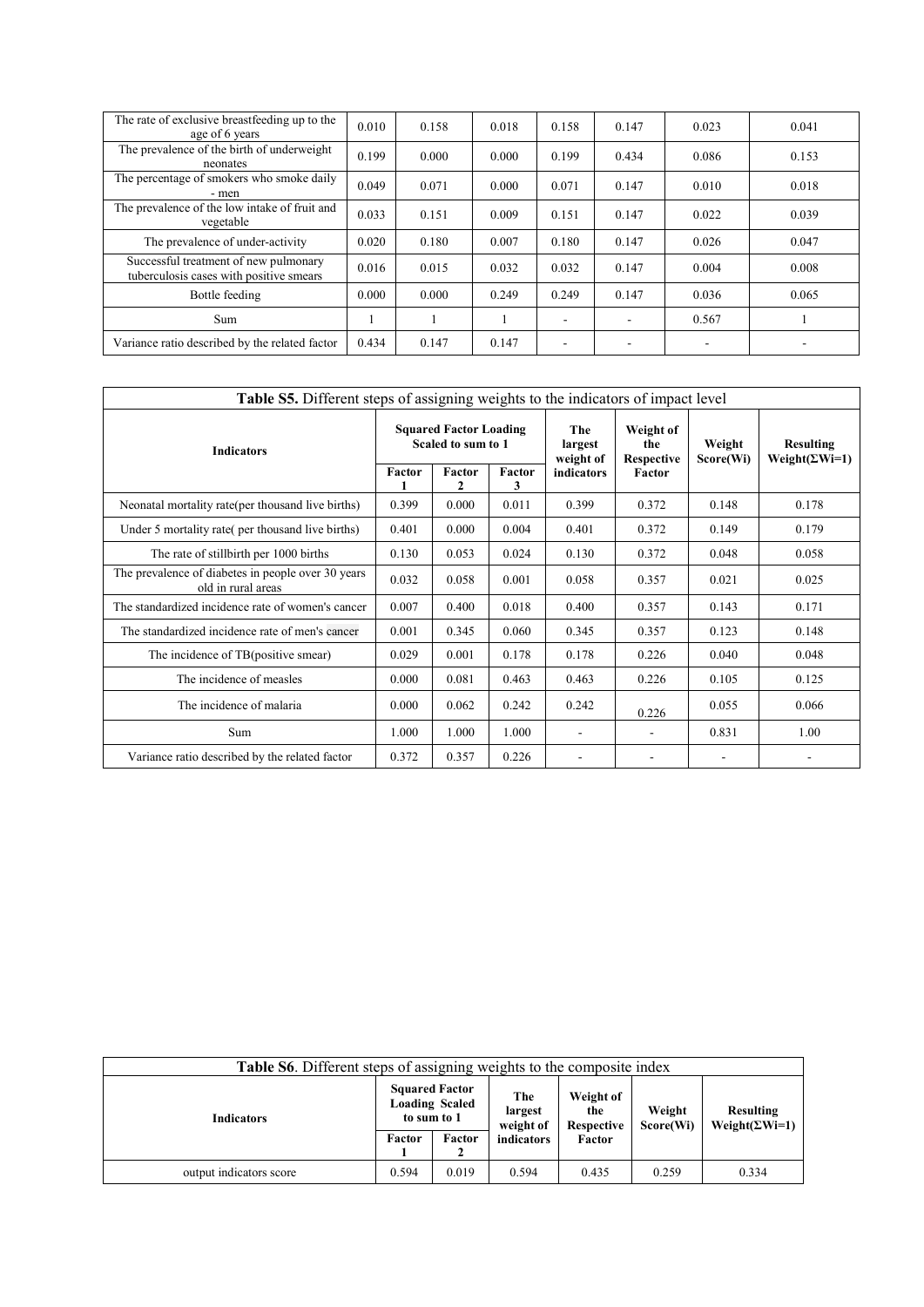| The rate of exclusive breastfeeding up to the age of 6 years | 0.010 | 0.158 | 0.018 | 0.158 | 0.147 | 0.023 | 0.041 |
|---|---|---|---|---|---|---|---|
| The prevalence of the birth of underweight neonates | 0.199 | 0.000 | 0.000 | 0.199 | 0.434 | 0.086 | 0.153 |
| The percentage of smokers who smoke daily - men | 0.049 | 0.071 | 0.000 | 0.071 | 0.147 | 0.010 | 0.018 |
| The prevalence of the low intake of fruit and vegetable | 0.033 | 0.151 | 0.009 | 0.151 | 0.147 | 0.022 | 0.039 |
| The prevalence of under-activity | 0.020 | 0.180 | 0.007 | 0.180 | 0.147 | 0.026 | 0.047 |
| Successful treatment of new pulmonary tuberculosis cases with positive smears | 0.016 | 0.015 | 0.032 | 0.032 | 0.147 | 0.004 | 0.008 |
| Bottle feeding | 0.000 | 0.000 | 0.249 | 0.249 | 0.147 | 0.036 | 0.065 |
| Sum | 1 | 1 | 1 | - | - | 0.567 | 1 |
| Variance ratio described by the related factor | 0.434 | 0.147 | 0.147 | - | - | - | - |

**Table S5.** Different steps of assigning weights to the indicators of impact level

| Indicators | Squared Factor Loading Scaled to sum to 1 | | | The largest weight of indicators | Weight of the Respective Factor | Weight Score(Wi) | Resulting Weight(ΣWi=1) |
|---|---|---|---|---|---|---|---|
| | Factor 1 | Factor 2 | Factor 3 | | | | |
| Neonatal mortality rate(per thousand live births) | 0.399 | 0.000 | 0.011 | 0.399 | 0.372 | 0.148 | 0.178 |
| Under 5 mortality rate( per thousand live births) | 0.401 | 0.000 | 0.004 | 0.401 | 0.372 | 0.149 | 0.179 |
| The rate of stillbirth per 1000 births | 0.130 | 0.053 | 0.024 | 0.130 | 0.372 | 0.048 | 0.058 |
| The prevalence of diabetes in people over 30 years old in rural areas | 0.032 | 0.058 | 0.001 | 0.058 | 0.357 | 0.021 | 0.025 |
| The standardized incidence rate of women's cancer | 0.007 | 0.400 | 0.018 | 0.400 | 0.357 | 0.143 | 0.171 |
| The standardized incidence rate of men's cancer | 0.001 | 0.345 | 0.060 | 0.345 | 0.357 | 0.123 | 0.148 |
| The incidence of TB(positive smear) | 0.029 | 0.001 | 0.178 | 0.178 | 0.226 | 0.040 | 0.048 |
| The incidence of measles | 0.000 | 0.081 | 0.463 | 0.463 | 0.226 | 0.105 | 0.125 |
| The incidence of malaria | 0.000 | 0.062 | 0.242 | 0.242 | 0.226 | 0.055 | 0.066 |
| Sum | 1.000 | 1.000 | 1.000 | - | - | 0.831 | 1.00 |
| Variance ratio described by the related factor | 0.372 | 0.357 | 0.226 | - | - | - | - |

**Table S6**. Different steps of assigning weights to the composite index

| Indicators | Squared Factor Loading Scaled to sum to 1 | | The largest weight of indicators | Weight of the Respective Factor | Weight Score(Wi) | Resulting Weight(ΣWi=1) |
|---|---|---|---|---|---|---|
| | Factor 1 | Factor 2 | | | | |
| output indicators score | 0.594 | 0.019 | 0.594 | 0.435 | 0.259 | 0.334 |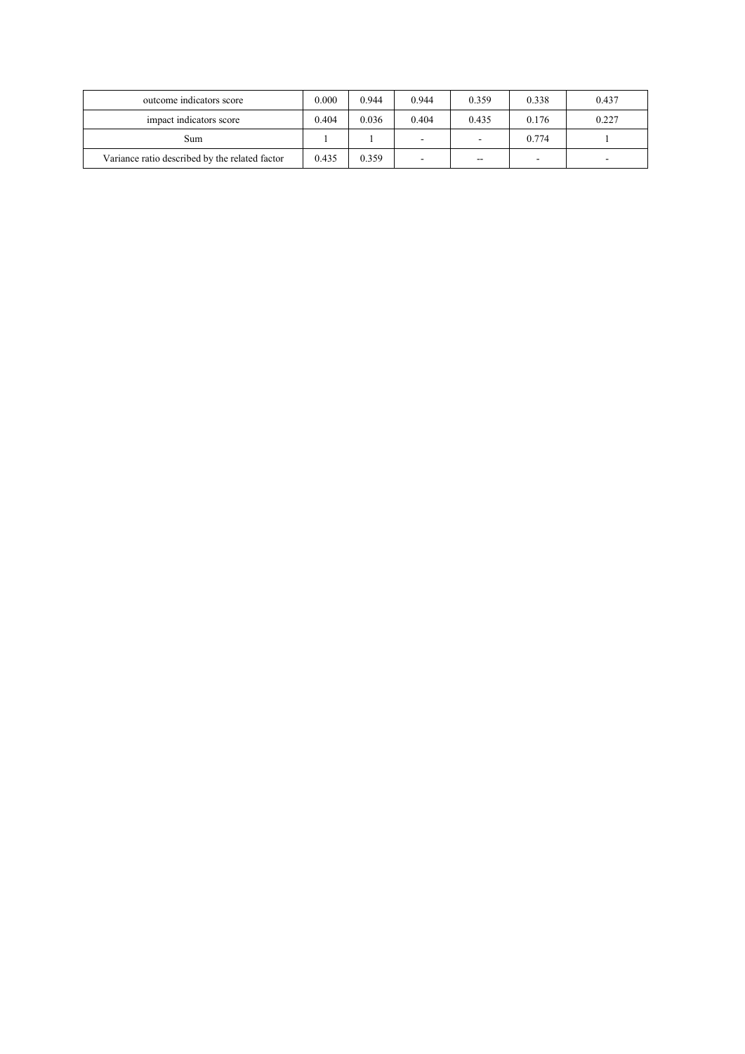| | | | | | | |
|---|---|---|---|---|---|---|
| outcome indicators score | 0.000 | 0.944 | 0.944 | 0.359 | 0.338 | 0.437 |
| impact indicators score | 0.404 | 0.036 | 0.404 | 0.435 | 0.176 | 0.227 |
| Sum | 1 | 1 | - | - | 0.774 | 1 |
| Variance ratio described by the related factor | 0.435 | 0.359 | - | -- | - | - |